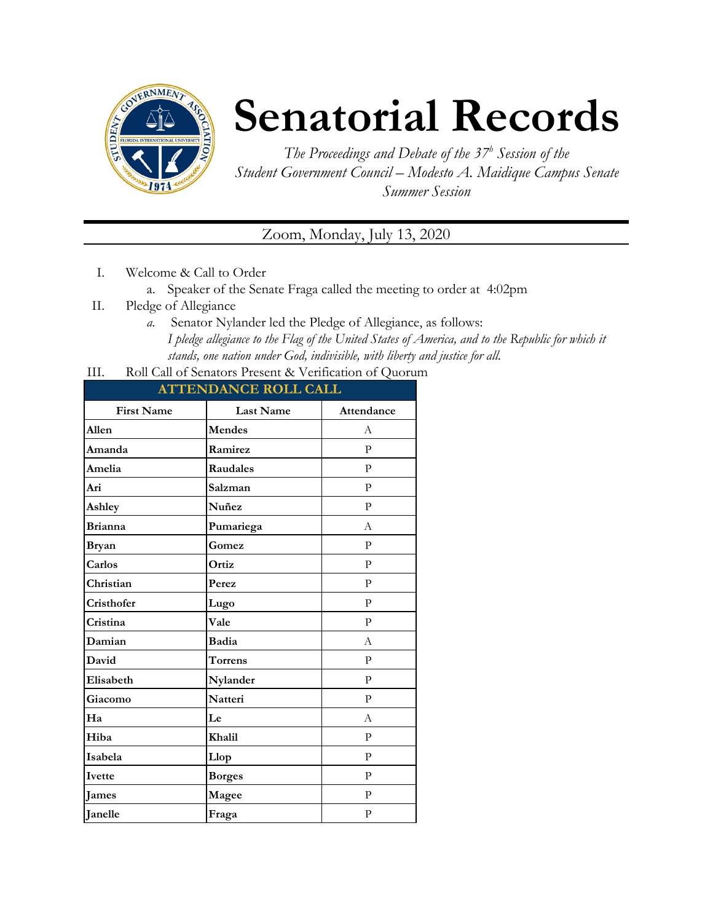# Senatorial Records

*The Proceedings and Debate of the 37[h] Session of the Student Government Council – Modesto A. Maidique Campus Senate Summer Session*

Zoom, Monday, July 13, 2020

I. Welcome & Call to Order
   a. Speaker of the Senate Fraga called the meeting to order at 4:02pm

II. Pledge of Allegiance
   *a.* Senator Nylander led the Pledge of Allegiance, as follows:
   *I pledge allegiance to the Flag of the United States of America, and to the Republic for which it stands, one nation under God, indivisible, with liberty and justice for all.*

III. Roll Call of Senators Present & Verification of Quorum

| ATTENDANCE ROLL CALL | | |
|---|---|---|
| **First Name** | **Last Name** | **Attendance** |
| **Allen** | **Mendes** | A |
| **Amanda** | **Ramirez** | P |
| **Amelia** | **Raudales** | P |
| **Ari** | **Salzman** | P |
| **Ashley** | **Nuñez** | P |
| **Brianna** | **Pumariega** | A |
| **Bryan** | **Gomez** | P |
| **Carlos** | **Ortiz** | P |
| **Christian** | **Perez** | P |
| **Cristhofer** | **Lugo** | P |
| **Cristina** | **Vale** | P |
| **Damian** | **Badia** | A |
| **David** | **Torrens** | P |
| **Elisabeth** | **Nylander** | P |
| **Giacomo** | **Natteri** | P |
| **Ha** | **Le** | A |
| **Hiba** | **Khalil** | P |
| **Isabela** | **Llop** | P |
| **Ivette** | **Borges** | P |
| **James** | **Magee** | P |
| **Janelle** | **Fraga** | P |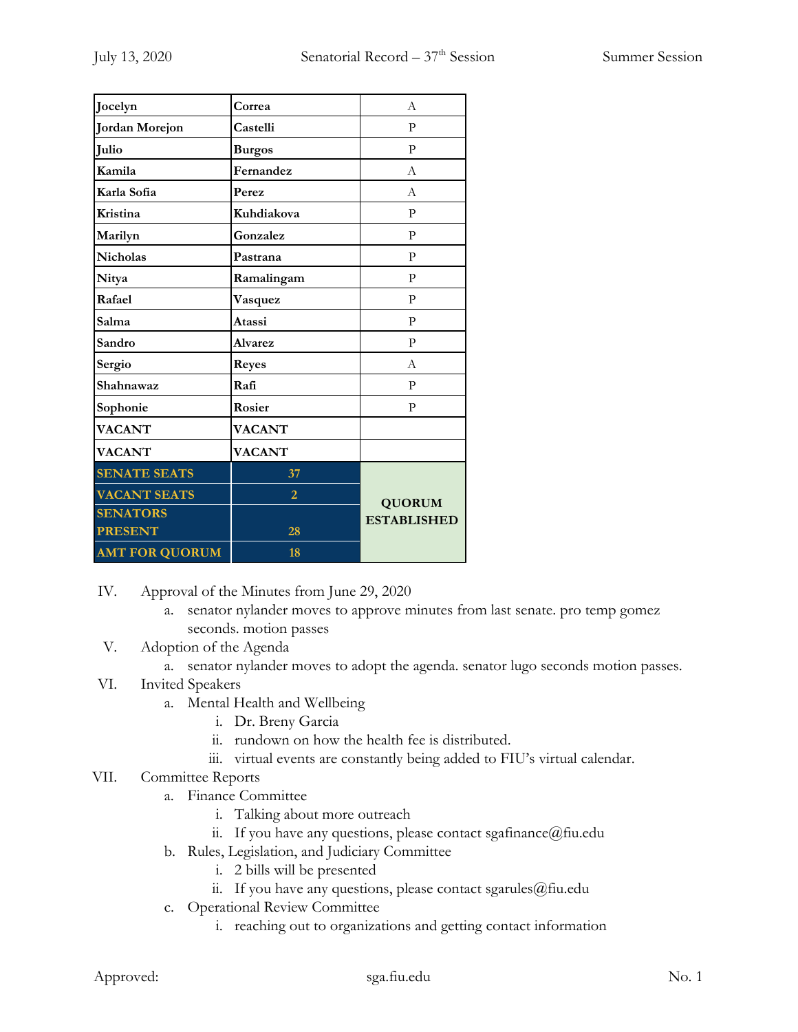| Jocelyn | Correa | A |
|---|---|---|
| Jordan Morejon | Castelli | P |
| Julio | Burgos | P |
| Kamila | Fernandez | A |
| Karla Sofia | Perez | A |
| Kristina | Kuhdiakova | P |
| Marilyn | Gonzalez | P |
| Nicholas | Pastrana | P |
| Nitya | Ramalingam | P |
| Rafael | Vasquez | P |
| Salma | Atassi | P |
| Sandro | Alvarez | P |
| Sergio | Reyes | A |
| Shahnawaz | Rafi | P |
| Sophonie | Rosier | P |
| VACANT | VACANT | |
| VACANT | VACANT | |
| SENATE SEATS | 37 | QUORUM ESTABLISHED |
| VACANT SEATS | 2 | |
| SENATORS PRESENT | 28 | |
| AMT FOR QUORUM | 18 | |

IV. Approval of the Minutes from June 29, 2020
   a. senator nylander moves to approve minutes from last senate. pro temp gomez seconds. motion passes

V. Adoption of the Agenda
   a. senator nylander moves to adopt the agenda. senator lugo seconds motion passes.

VI. Invited Speakers
   a. Mental Health and Wellbeing
      i. Dr. Breny Garcia
      ii. rundown on how the health fee is distributed.
      iii. virtual events are constantly being added to FIU's virtual calendar.

VII. Committee Reports
   a. Finance Committee
      i. Talking about more outreach
      ii. If you have any questions, please contact sgafinance@fiu.edu
   b. Rules, Legislation, and Judiciary Committee
      i. 2 bills will be presented
      ii. If you have any questions, please contact sgarules@fiu.edu
   c. Operational Review Committee
      i. reaching out to organizations and getting contact information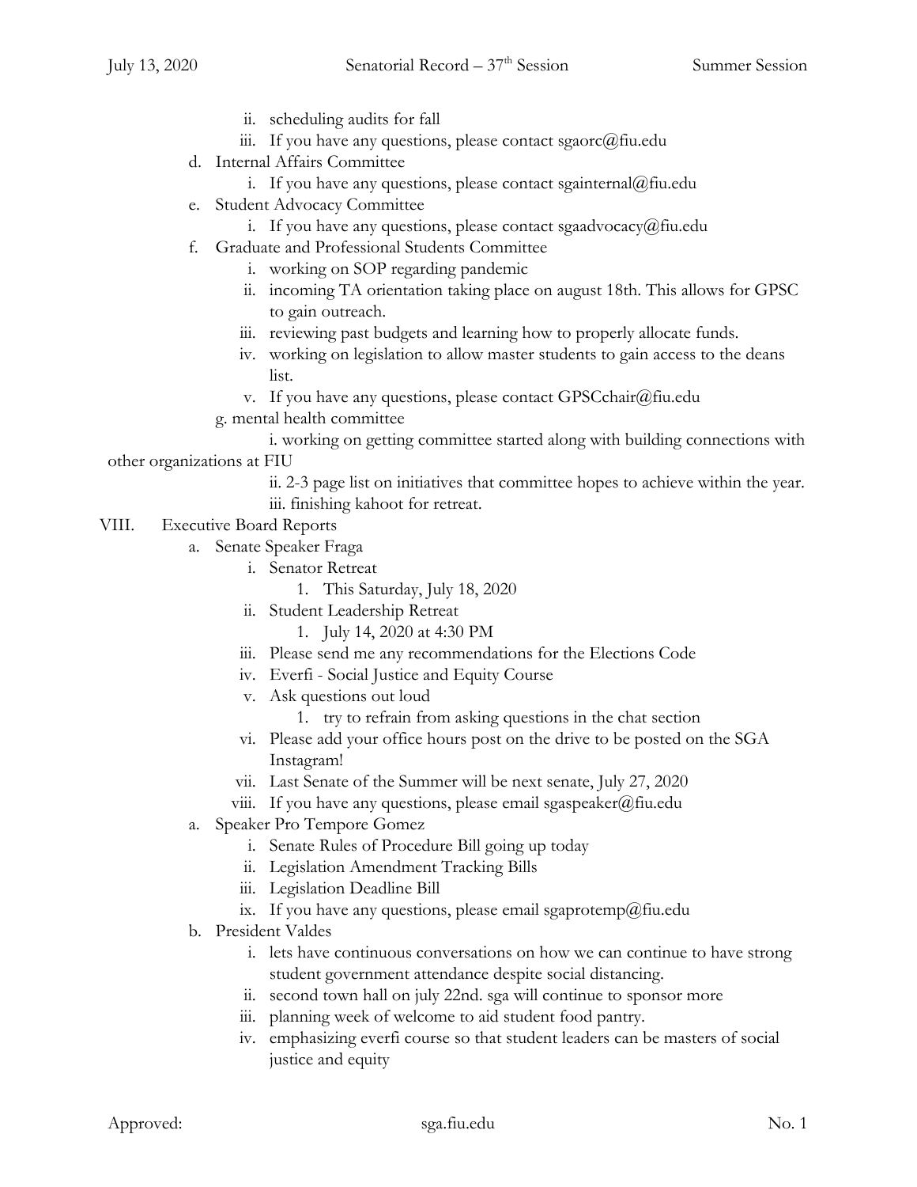- ii. scheduling audits for fall
- iii. If you have any questions, please contact sgaorc@fiu.edu

d. Internal Affairs Committee
- i. If you have any questions, please contact sgainternal@fiu.edu

e. Student Advocacy Committee
- i. If you have any questions, please contact sgaadvocacy@fiu.edu

f. Graduate and Professional Students Committee
- i. working on SOP regarding pandemic
- ii. incoming TA orientation taking place on august 18th. This allows for GPSC to gain outreach.
- iii. reviewing past budgets and learning how to properly allocate funds.
- iv. working on legislation to allow master students to gain access to the deans list.
- v. If you have any questions, please contact GPSCchair@fiu.edu

g. mental health committee
- i. working on getting committee started along with building connections with other organizations at FIU
- ii. 2-3 page list on initiatives that committee hopes to achieve within the year.
- iii. finishing kahoot for retreat.

VIII. Executive Board Reports

a. Senate Speaker Fraga
- i. Senator Retreat
  1. This Saturday, July 18, 2020
- ii. Student Leadership Retreat
  1. July 14, 2020 at 4:30 PM
- iii. Please send me any recommendations for the Elections Code
- iv. Everfi - Social Justice and Equity Course
- v. Ask questions out loud
  1. try to refrain from asking questions in the chat section
- vi. Please add your office hours post on the drive to be posted on the SGA Instagram!
- vii. Last Senate of the Summer will be next senate, July 27, 2020
- viii. If you have any questions, please email sgaspeaker@fiu.edu

a. Speaker Pro Tempore Gomez
- i. Senate Rules of Procedure Bill going up today
- ii. Legislation Amendment Tracking Bills
- iii. Legislation Deadline Bill
- ix. If you have any questions, please email sgaprotemp@fiu.edu

b. President Valdes
- i. lets have continuous conversations on how we can continue to have strong student government attendance despite social distancing.
- ii. second town hall on july 22nd. sga will continue to sponsor more
- iii. planning week of welcome to aid student food pantry.
- iv. emphasizing everfi course so that student leaders can be masters of social justice and equity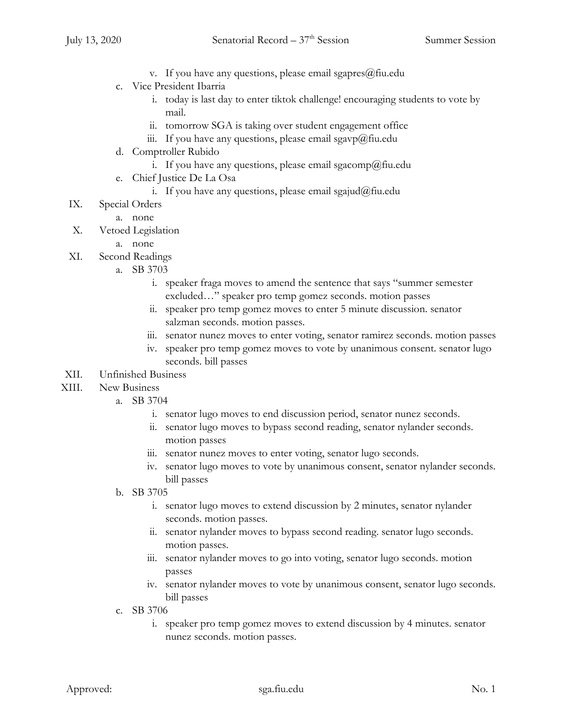- v. If you have any questions, please email sgapres@fiu.edu
   - c. Vice President Ibarria
     - i. today is last day to enter tiktok challenge! encouraging students to vote by mail.
     - ii. tomorrow SGA is taking over student engagement office
     - iii. If you have any questions, please email sgavp@fiu.edu
   - d. Comptroller Rubido
     - i. If you have any questions, please email sgacomp@fiu.edu
   - e. Chief Justice De La Osa
     - i. If you have any questions, please email sgajud@fiu.edu

IX. Special Orders
   - a. none

X. Vetoed Legislation
   - a. none

XI. Second Readings
   - a. SB 3703
     - i. speaker fraga moves to amend the sentence that says "summer semester excluded…" speaker pro temp gomez seconds. motion passes
     - ii. speaker pro temp gomez moves to enter 5 minute discussion. senator salzman seconds. motion passes.
     - iii. senator nunez moves to enter voting, senator ramirez seconds. motion passes
     - iv. speaker pro temp gomez moves to vote by unanimous consent. senator lugo seconds. bill passes

XII. Unfinished Business

XIII. New Business
   - a. SB 3704
     - i. senator lugo moves to end discussion period, senator nunez seconds.
     - ii. senator lugo moves to bypass second reading, senator nylander seconds. motion passes
     - iii. senator nunez moves to enter voting, senator lugo seconds.
     - iv. senator lugo moves to vote by unanimous consent, senator nylander seconds. bill passes
   - b. SB 3705
     - i. senator lugo moves to extend discussion by 2 minutes, senator nylander seconds. motion passes.
     - ii. senator nylander moves to bypass second reading. senator lugo seconds. motion passes.
     - iii. senator nylander moves to go into voting, senator lugo seconds. motion passes
     - iv. senator nylander moves to vote by unanimous consent, senator lugo seconds. bill passes
   - c. SB 3706
     - i. speaker pro temp gomez moves to extend discussion by 4 minutes. senator nunez seconds. motion passes.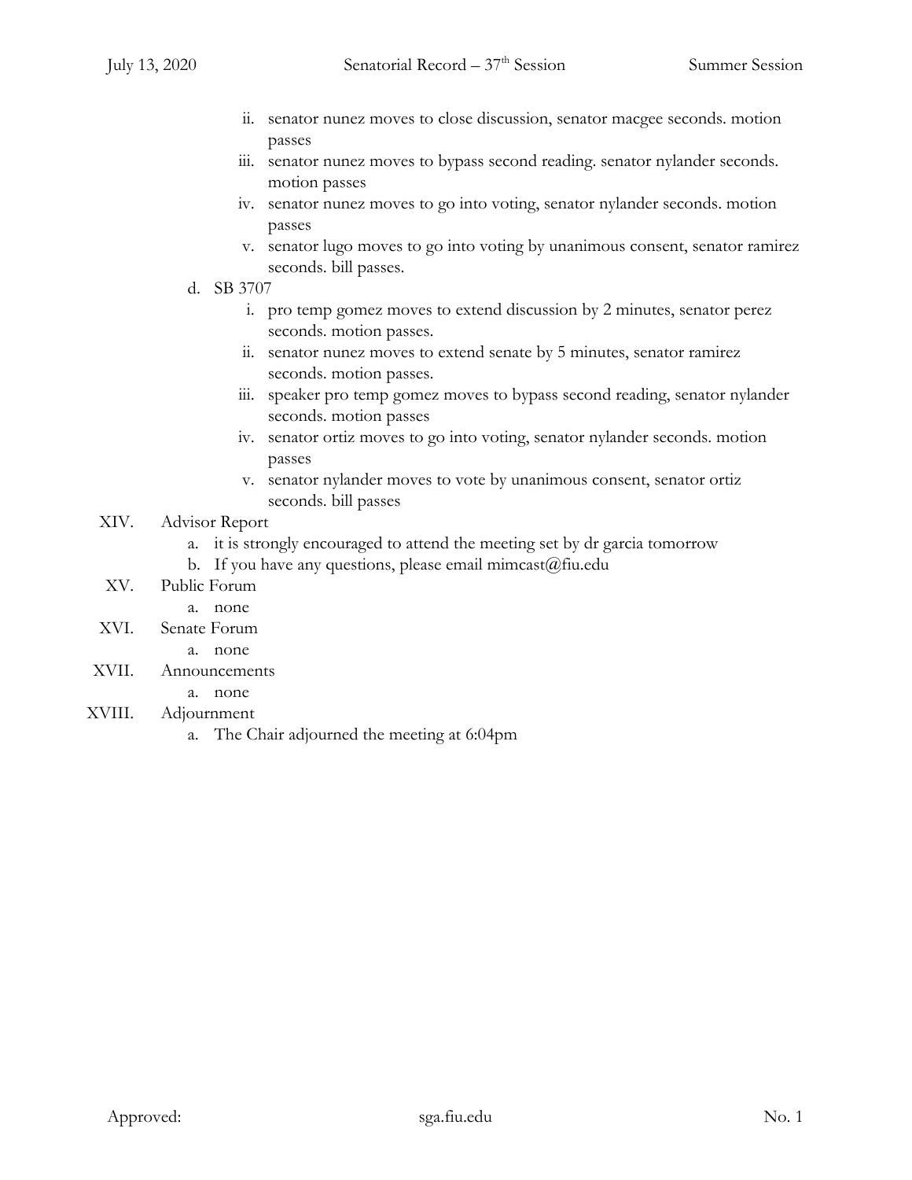ii. senator nunez moves to close discussion, senator macgee seconds. motion passes
iii. senator nunez moves to bypass second reading. senator nylander seconds. motion passes
iv. senator nunez moves to go into voting, senator nylander seconds. motion passes
v. senator lugo moves to go into voting by unanimous consent, senator ramirez seconds. bill passes.

d. SB 3707
   i. pro temp gomez moves to extend discussion by 2 minutes, senator perez seconds. motion passes.
   ii. senator nunez moves to extend senate by 5 minutes, senator ramirez seconds. motion passes.
   iii. speaker pro temp gomez moves to bypass second reading, senator nylander seconds. motion passes
   iv. senator ortiz moves to go into voting, senator nylander seconds. motion passes
   v. senator nylander moves to vote by unanimous consent, senator ortiz seconds. bill passes

XIV. Advisor Report
   a. it is strongly encouraged to attend the meeting set by dr garcia tomorrow
   b. If you have any questions, please email mimcast@fiu.edu

XV. Public Forum
   a. none

XVI. Senate Forum
   a. none

XVII. Announcements
   a. none

XVIII. Adjournment
   a. The Chair adjourned the meeting at 6:04pm

Approved: